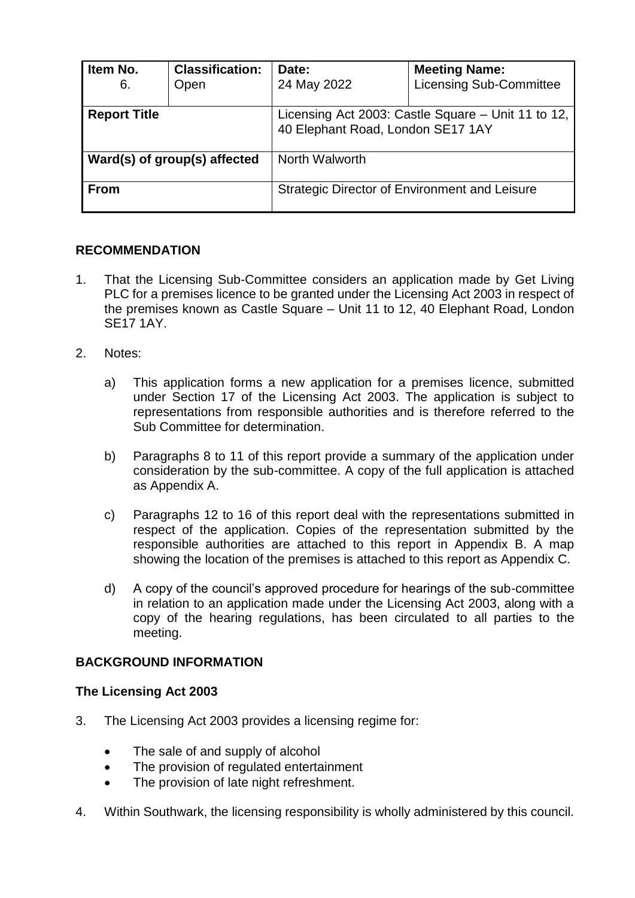| Item No. 6. | Classification: Open | Date: 24 May 2022 | Meeting Name: Licensing Sub-Committee |
|---|---|---|---|
| **Report Title** | | Licensing Act 2003: Castle Square – Unit 11 to 12, 40 Elephant Road, London SE17 1AY | |
| **Ward(s) of group(s) affected** | | North Walworth | |
| **From** | | Strategic Director of Environment and Leisure | |

## RECOMMENDATION

1. That the Licensing Sub-Committee considers an application made by Get Living PLC for a premises licence to be granted under the Licensing Act 2003 in respect of the premises known as Castle Square – Unit 11 to 12, 40 Elephant Road, London SE17 1AY.

2. Notes:

   a) This application forms a new application for a premises licence, submitted under Section 17 of the Licensing Act 2003. The application is subject to representations from responsible authorities and is therefore referred to the Sub Committee for determination.

   b) Paragraphs 8 to 11 of this report provide a summary of the application under consideration by the sub-committee. A copy of the full application is attached as Appendix A.

   c) Paragraphs 12 to 16 of this report deal with the representations submitted in respect of the application. Copies of the representation submitted by the responsible authorities are attached to this report in Appendix B. A map showing the location of the premises is attached to this report as Appendix C.

   d) A copy of the council's approved procedure for hearings of the sub-committee in relation to an application made under the Licensing Act 2003, along with a copy of the hearing regulations, has been circulated to all parties to the meeting.

## BACKGROUND INFORMATION

### The Licensing Act 2003

3. The Licensing Act 2003 provides a licensing regime for:

   - The sale of and supply of alcohol
   - The provision of regulated entertainment
   - The provision of late night refreshment.

4. Within Southwark, the licensing responsibility is wholly administered by this council.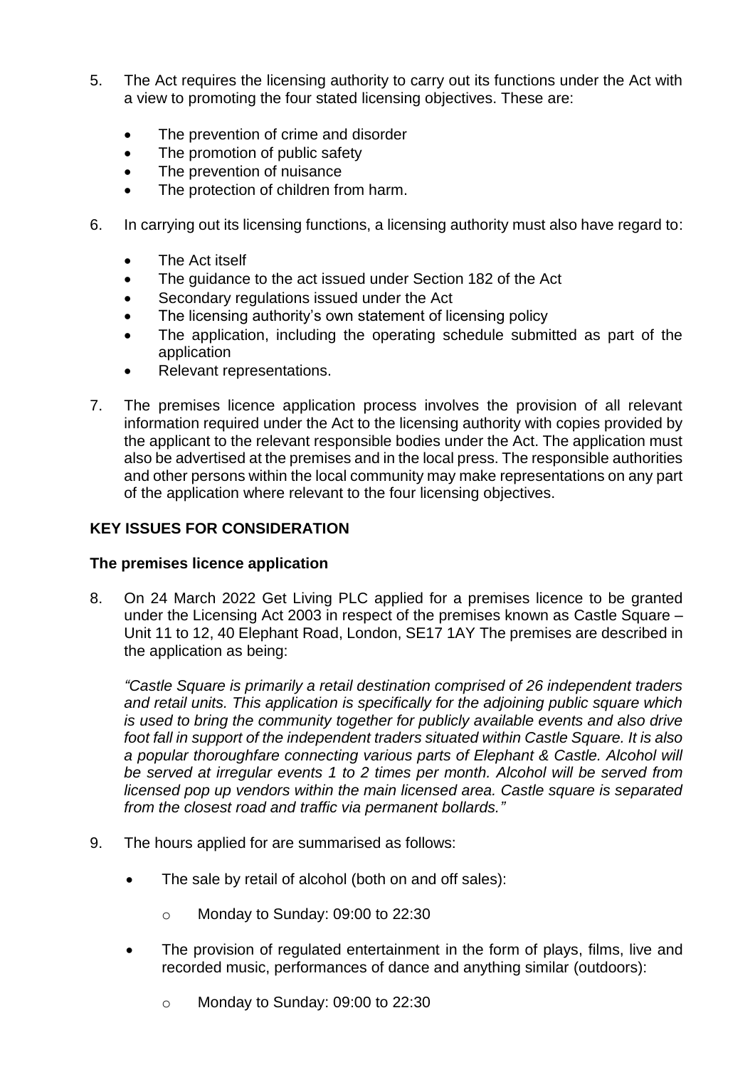5. The Act requires the licensing authority to carry out its functions under the Act with a view to promoting the four stated licensing objectives. These are:

   - The prevention of crime and disorder
   - The promotion of public safety
   - The prevention of nuisance
   - The protection of children from harm.

6. In carrying out its licensing functions, a licensing authority must also have regard to:

   - The Act itself
   - The guidance to the act issued under Section 182 of the Act
   - Secondary regulations issued under the Act
   - The licensing authority's own statement of licensing policy
   - The application, including the operating schedule submitted as part of the application
   - Relevant representations.

7. The premises licence application process involves the provision of all relevant information required under the Act to the licensing authority with copies provided by the applicant to the relevant responsible bodies under the Act. The application must also be advertised at the premises and in the local press. The responsible authorities and other persons within the local community may make representations on any part of the application where relevant to the four licensing objectives.

## KEY ISSUES FOR CONSIDERATION

### The premises licence application

8. On 24 March 2022 Get Living PLC applied for a premises licence to be granted under the Licensing Act 2003 in respect of the premises known as Castle Square – Unit 11 to 12, 40 Elephant Road, London, SE17 1AY The premises are described in the application as being:

   *"Castle Square is primarily a retail destination comprised of 26 independent traders and retail units. This application is specifically for the adjoining public square which is used to bring the community together for publicly available events and also drive foot fall in support of the independent traders situated within Castle Square. It is also a popular thoroughfare connecting various parts of Elephant & Castle. Alcohol will be served at irregular events 1 to 2 times per month. Alcohol will be served from licensed pop up vendors within the main licensed area. Castle square is separated from the closest road and traffic via permanent bollards."*

9. The hours applied for are summarised as follows:

   - The sale by retail of alcohol (both on and off sales):
     - Monday to Sunday: 09:00 to 22:30
   - The provision of regulated entertainment in the form of plays, films, live and recorded music, performances of dance and anything similar (outdoors):
     - Monday to Sunday: 09:00 to 22:30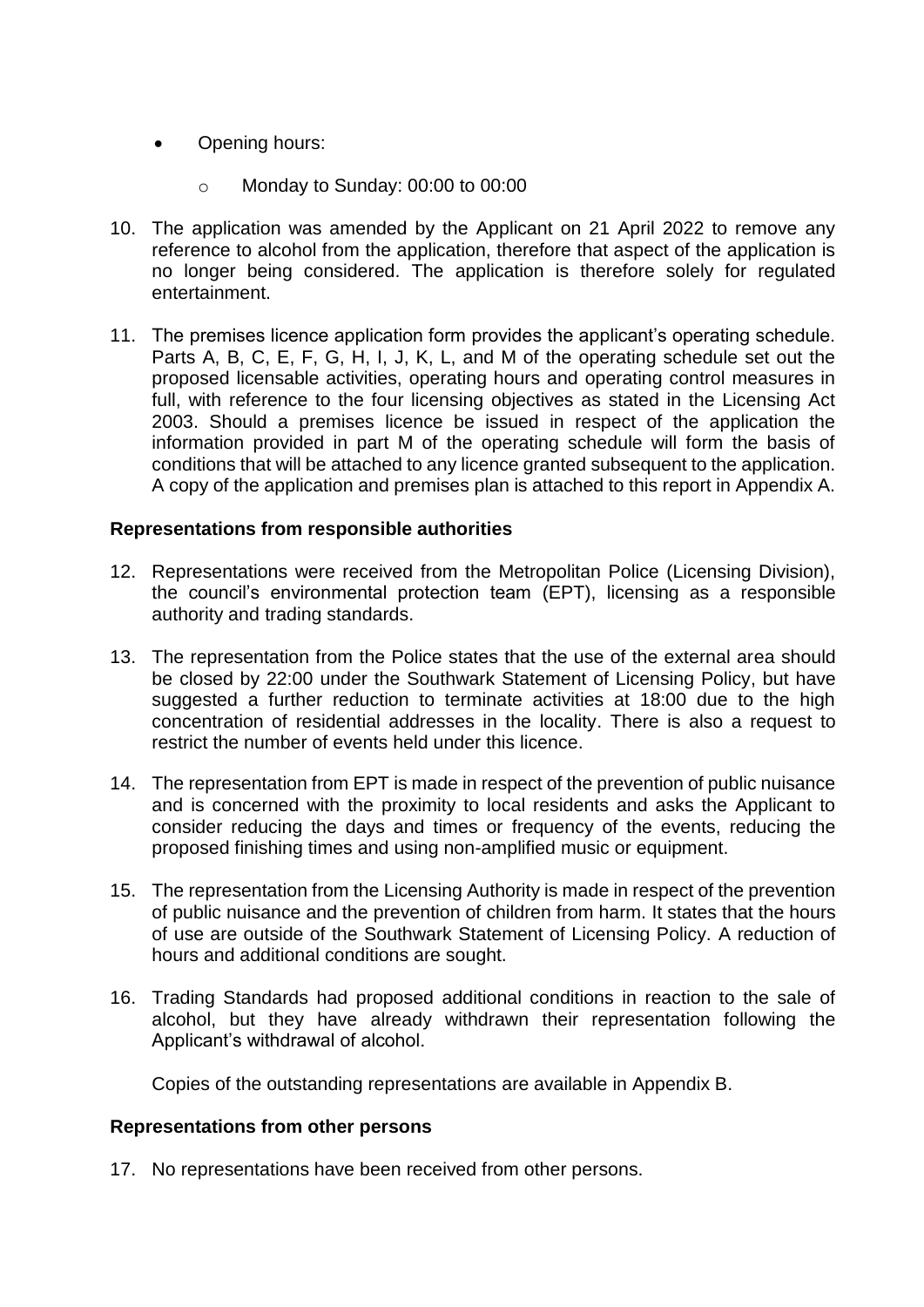- Opening hours:
    - Monday to Sunday: 00:00 to 00:00

10. The application was amended by the Applicant on 21 April 2022 to remove any reference to alcohol from the application, therefore that aspect of the application is no longer being considered. The application is therefore solely for regulated entertainment.

11. The premises licence application form provides the applicant's operating schedule. Parts A, B, C, E, F, G, H, I, J, K, L, and M of the operating schedule set out the proposed licensable activities, operating hours and operating control measures in full, with reference to the four licensing objectives as stated in the Licensing Act 2003. Should a premises licence be issued in respect of the application the information provided in part M of the operating schedule will form the basis of conditions that will be attached to any licence granted subsequent to the application. A copy of the application and premises plan is attached to this report in Appendix A.

**Representations from responsible authorities**

12. Representations were received from the Metropolitan Police (Licensing Division), the council's environmental protection team (EPT), licensing as a responsible authority and trading standards.

13. The representation from the Police states that the use of the external area should be closed by 22:00 under the Southwark Statement of Licensing Policy, but have suggested a further reduction to terminate activities at 18:00 due to the high concentration of residential addresses in the locality. There is also a request to restrict the number of events held under this licence.

14. The representation from EPT is made in respect of the prevention of public nuisance and is concerned with the proximity to local residents and asks the Applicant to consider reducing the days and times or frequency of the events, reducing the proposed finishing times and using non-amplified music or equipment.

15. The representation from the Licensing Authority is made in respect of the prevention of public nuisance and the prevention of children from harm. It states that the hours of use are outside of the Southwark Statement of Licensing Policy. A reduction of hours and additional conditions are sought.

16. Trading Standards had proposed additional conditions in reaction to the sale of alcohol, but they have already withdrawn their representation following the Applicant's withdrawal of alcohol.

    Copies of the outstanding representations are available in Appendix B.

**Representations from other persons**

17. No representations have been received from other persons.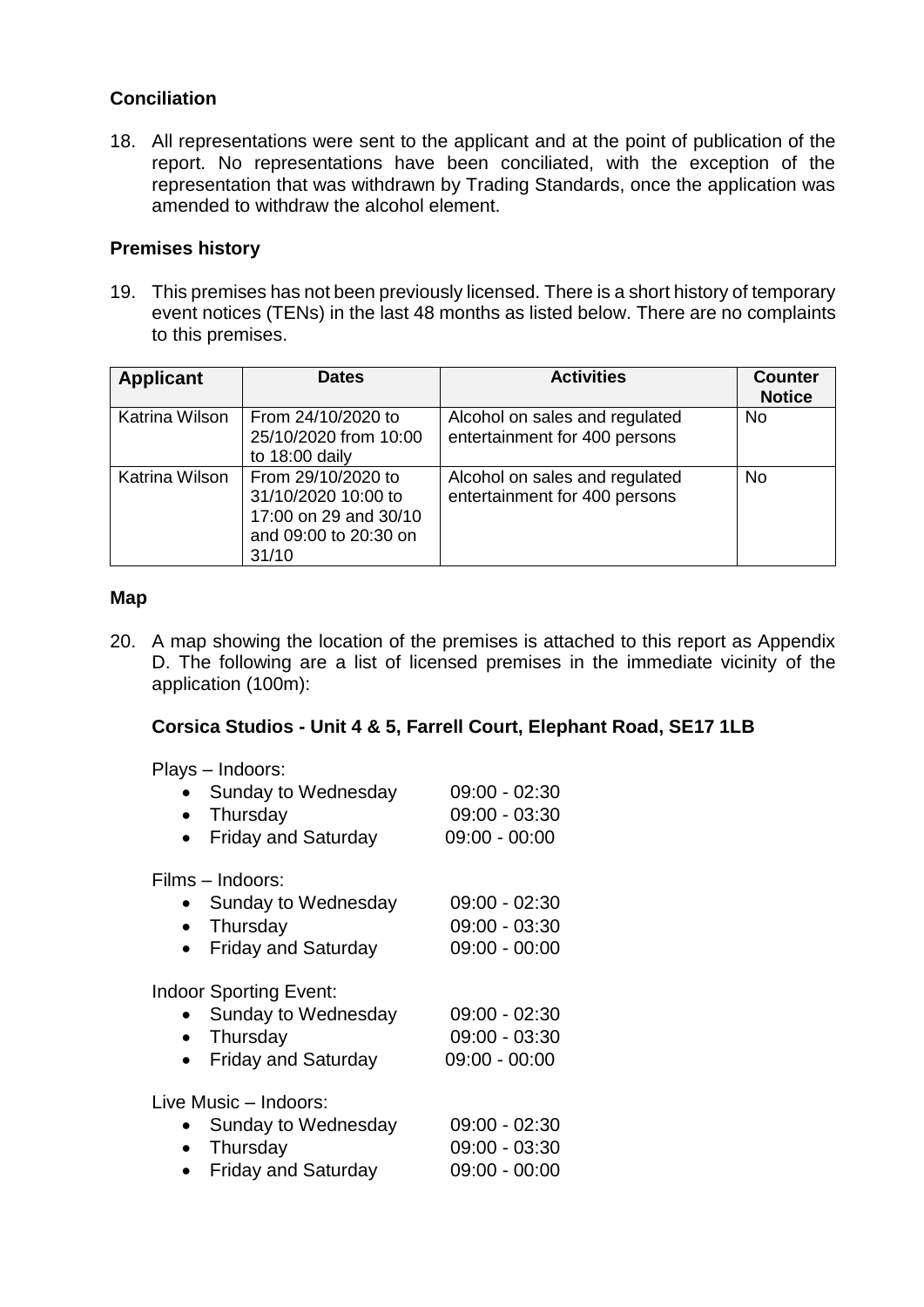### Conciliation

18. All representations were sent to the applicant and at the point of publication of the report. No representations have been conciliated, with the exception of the representation that was withdrawn by Trading Standards, once the application was amended to withdraw the alcohol element.

### Premises history

19. This premises has not been previously licensed. There is a short history of temporary event notices (TENs) in the last 48 months as listed below. There are no complaints to this premises.

| Applicant | Dates | Activities | Counter Notice |
|---|---|---|---|
| Katrina Wilson | From 24/10/2020 to 25/10/2020 from 10:00 to 18:00 daily | Alcohol on sales and regulated entertainment for 400 persons | No |
| Katrina Wilson | From 29/10/2020 to 31/10/2020 10:00 to 17:00 on 29 and 30/10 and 09:00 to 20:30 on 31/10 | Alcohol on sales and regulated entertainment for 400 persons | No |

### Map

20. A map showing the location of the premises is attached to this report as Appendix D. The following are a list of licensed premises in the immediate vicinity of the application (100m):

**Corsica Studios - Unit 4 & 5, Farrell Court, Elephant Road, SE17 1LB**

Plays – Indoors:

- Sunday to Wednesday 09:00 - 02:30
- Thursday 09:00 - 03:30
- Friday and Saturday 09:00 - 00:00

Films – Indoors:

- Sunday to Wednesday 09:00 - 02:30
- Thursday 09:00 - 03:30
- Friday and Saturday 09:00 - 00:00

Indoor Sporting Event:

- Sunday to Wednesday 09:00 - 02:30
- Thursday 09:00 - 03:30
- Friday and Saturday 09:00 - 00:00

Live Music – Indoors:

- Sunday to Wednesday 09:00 - 02:30
- Thursday 09:00 - 03:30
- Friday and Saturday 09:00 - 00:00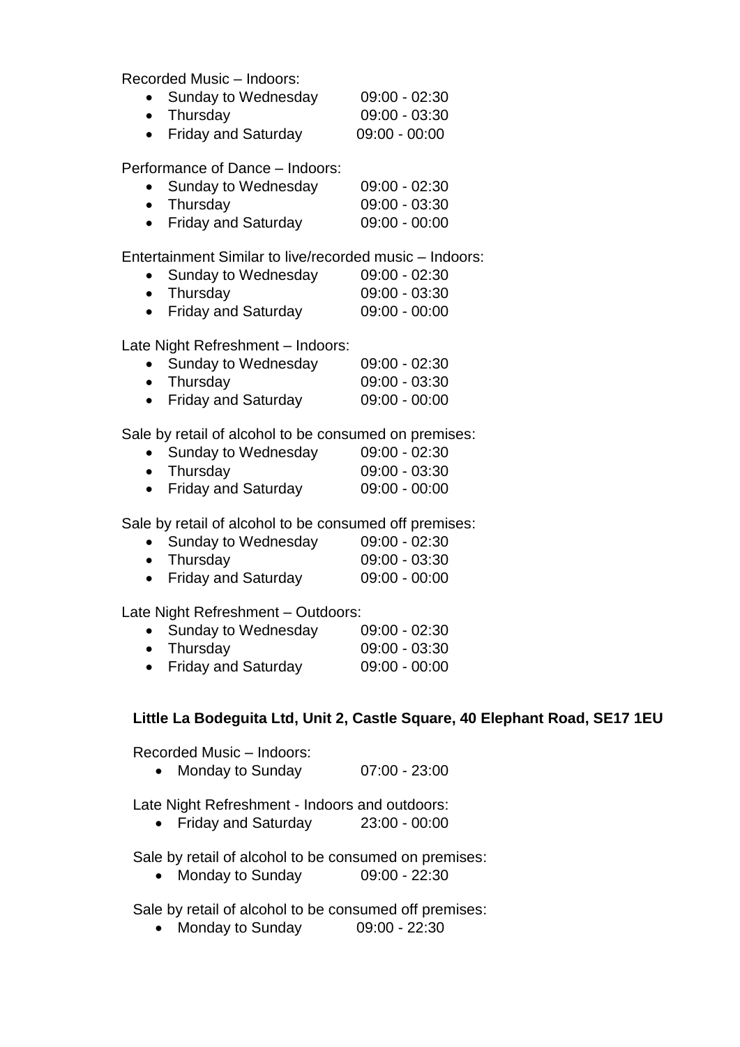Recorded Music – Indoors:

- Sunday to Wednesday 09:00 - 02:30
- Thursday 09:00 - 03:30
- Friday and Saturday 09:00 - 00:00

Performance of Dance – Indoors:

- Sunday to Wednesday 09:00 - 02:30
- Thursday 09:00 - 03:30
- Friday and Saturday 09:00 - 00:00

Entertainment Similar to live/recorded music – Indoors:

- Sunday to Wednesday 09:00 - 02:30
- Thursday 09:00 - 03:30
- Friday and Saturday 09:00 - 00:00

Late Night Refreshment – Indoors:

- Sunday to Wednesday 09:00 - 02:30
- Thursday 09:00 - 03:30
- Friday and Saturday 09:00 - 00:00

Sale by retail of alcohol to be consumed on premises:

- Sunday to Wednesday 09:00 - 02:30
- Thursday 09:00 - 03:30
- Friday and Saturday 09:00 - 00:00

Sale by retail of alcohol to be consumed off premises:

- Sunday to Wednesday 09:00 - 02:30
- Thursday 09:00 - 03:30
- Friday and Saturday 09:00 - 00:00

Late Night Refreshment – Outdoors:

- Sunday to Wednesday 09:00 - 02:30
- Thursday 09:00 - 03:30
- Friday and Saturday 09:00 - 00:00

**Little La Bodeguita Ltd, Unit 2, Castle Square, 40 Elephant Road, SE17 1EU**

Recorded Music – Indoors:

- Monday to Sunday 07:00 - 23:00

Late Night Refreshment - Indoors and outdoors:

- Friday and Saturday 23:00 - 00:00

Sale by retail of alcohol to be consumed on premises:

- Monday to Sunday 09:00 - 22:30

Sale by retail of alcohol to be consumed off premises:

- Monday to Sunday 09:00 - 22:30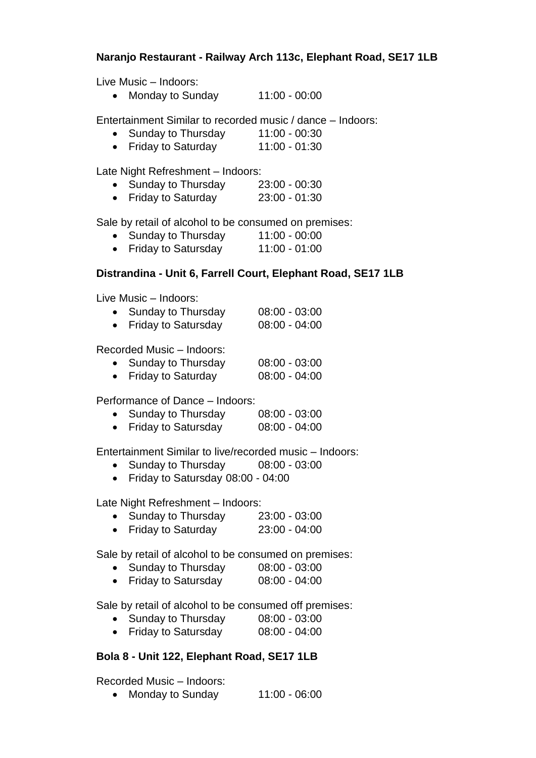**Naranjo Restaurant - Railway Arch 113c, Elephant Road, SE17 1LB**

Live Music – Indoors:

- Monday to Sunday 11:00 - 00:00

Entertainment Similar to recorded music / dance – Indoors:

- Sunday to Thursday 11:00 - 00:30
- Friday to Saturday 11:00 - 01:30

Late Night Refreshment – Indoors:

- Sunday to Thursday 23:00 - 00:30
- Friday to Saturday 23:00 - 01:30

Sale by retail of alcohol to be consumed on premises:

- Sunday to Thursday 11:00 - 00:00
- Friday to Satursday 11:00 - 01:00

**Distrandina - Unit 6, Farrell Court, Elephant Road, SE17 1LB**

Live Music – Indoors:

- Sunday to Thursday 08:00 - 03:00
- Friday to Satursday 08:00 - 04:00

Recorded Music – Indoors:

- Sunday to Thursday 08:00 - 03:00
- Friday to Saturday 08:00 - 04:00

Performance of Dance – Indoors:

- Sunday to Thursday 08:00 - 03:00
- Friday to Satursday 08:00 - 04:00

Entertainment Similar to live/recorded music – Indoors:

- Sunday to Thursday 08:00 - 03:00
- Friday to Saturday 08:00 - 04:00

Late Night Refreshment – Indoors:

- Sunday to Thursday 23:00 - 03:00
- Friday to Saturday 23:00 - 04:00

Sale by retail of alcohol to be consumed on premises:

- Sunday to Thursday 08:00 - 03:00
- Friday to Satursday 08:00 - 04:00

Sale by retail of alcohol to be consumed off premises:

- Sunday to Thursday 08:00 - 03:00
- Friday to Satursday 08:00 - 04:00

**Bola 8 - Unit 122, Elephant Road, SE17 1LB**

Recorded Music – Indoors:

- Monday to Sunday 11:00 - 06:00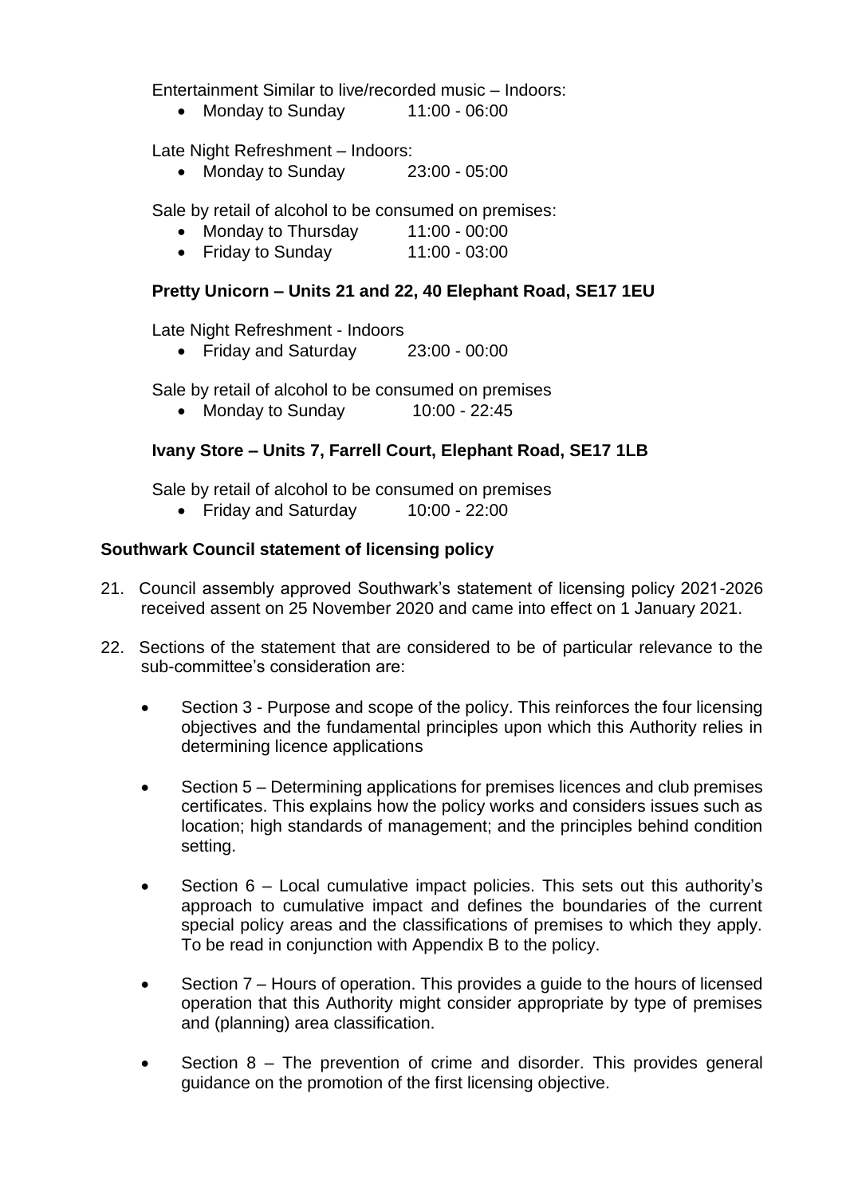Entertainment Similar to live/recorded music – Indoors:

- Monday to Sunday 11:00 - 06:00

Late Night Refreshment – Indoors:

- Monday to Sunday 23:00 - 05:00

Sale by retail of alcohol to be consumed on premises:

- Monday to Thursday 11:00 - 00:00
- Friday to Sunday 11:00 - 03:00

**Pretty Unicorn – Units 21 and 22, 40 Elephant Road, SE17 1EU**

Late Night Refreshment - Indoors

- Friday and Saturday 23:00 - 00:00

Sale by retail of alcohol to be consumed on premises

- Monday to Sunday 10:00 - 22:45

**Ivany Store – Units 7, Farrell Court, Elephant Road, SE17 1LB**

Sale by retail of alcohol to be consumed on premises

- Friday and Saturday 10:00 - 22:00

**Southwark Council statement of licensing policy**

21. Council assembly approved Southwark's statement of licensing policy 2021-2026 received assent on 25 November 2020 and came into effect on 1 January 2021.

22. Sections of the statement that are considered to be of particular relevance to the sub-committee's consideration are:

    - Section 3 - Purpose and scope of the policy. This reinforces the four licensing objectives and the fundamental principles upon which this Authority relies in determining licence applications

    - Section 5 – Determining applications for premises licences and club premises certificates. This explains how the policy works and considers issues such as location; high standards of management; and the principles behind condition setting.

    - Section 6 – Local cumulative impact policies. This sets out this authority's approach to cumulative impact and defines the boundaries of the current special policy areas and the classifications of premises to which they apply. To be read in conjunction with Appendix B to the policy.

    - Section 7 – Hours of operation. This provides a guide to the hours of licensed operation that this Authority might consider appropriate by type of premises and (planning) area classification.

    - Section 8 – The prevention of crime and disorder. This provides general guidance on the promotion of the first licensing objective.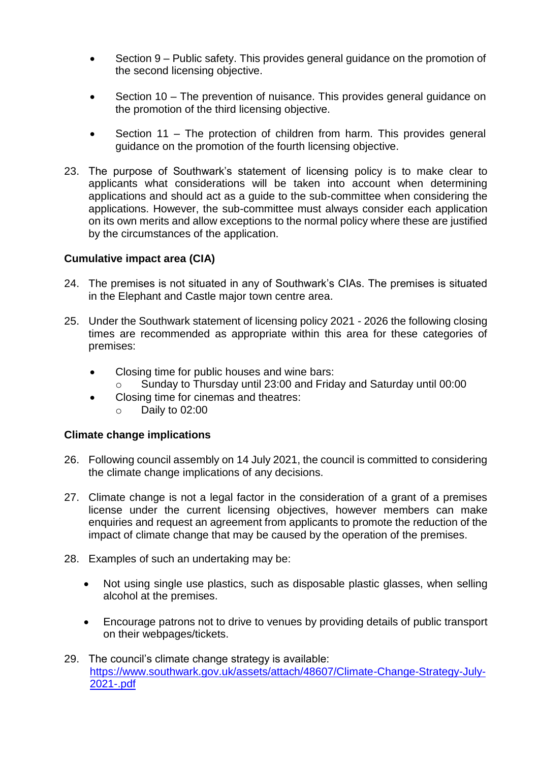- Section 9 – Public safety. This provides general guidance on the promotion of the second licensing objective.

- Section 10 – The prevention of nuisance. This provides general guidance on the promotion of the third licensing objective.

- Section 11 – The protection of children from harm. This provides general guidance on the promotion of the fourth licensing objective.

23. The purpose of Southwark's statement of licensing policy is to make clear to applicants what considerations will be taken into account when determining applications and should act as a guide to the sub-committee when considering the applications. However, the sub-committee must always consider each application on its own merits and allow exceptions to the normal policy where these are justified by the circumstances of the application.

**Cumulative impact area (CIA)**

24. The premises is not situated in any of Southwark's CIAs. The premises is situated in the Elephant and Castle major town centre area.

25. Under the Southwark statement of licensing policy 2021 - 2026 the following closing times are recommended as appropriate within this area for these categories of premises:

    - Closing time for public houses and wine bars:
        - Sunday to Thursday until 23:00 and Friday and Saturday until 00:00
    - Closing time for cinemas and theatres:
        - Daily to 02:00

**Climate change implications**

26. Following council assembly on 14 July 2021, the council is committed to considering the climate change implications of any decisions.

27. Climate change is not a legal factor in the consideration of a grant of a premises license under the current licensing objectives, however members can make enquiries and request an agreement from applicants to promote the reduction of the impact of climate change that may be caused by the operation of the premises.

28. Examples of such an undertaking may be:

    - Not using single use plastics, such as disposable plastic glasses, when selling alcohol at the premises.

    - Encourage patrons not to drive to venues by providing details of public transport on their webpages/tickets.

29. The council's climate change strategy is available: [https://www.southwark.gov.uk/assets/attach/48607/Climate-Change-Strategy-July-2021-.pdf](https://www.southwark.gov.uk/assets/attach/48607/Climate-Change-Strategy-July-2021-.pdf)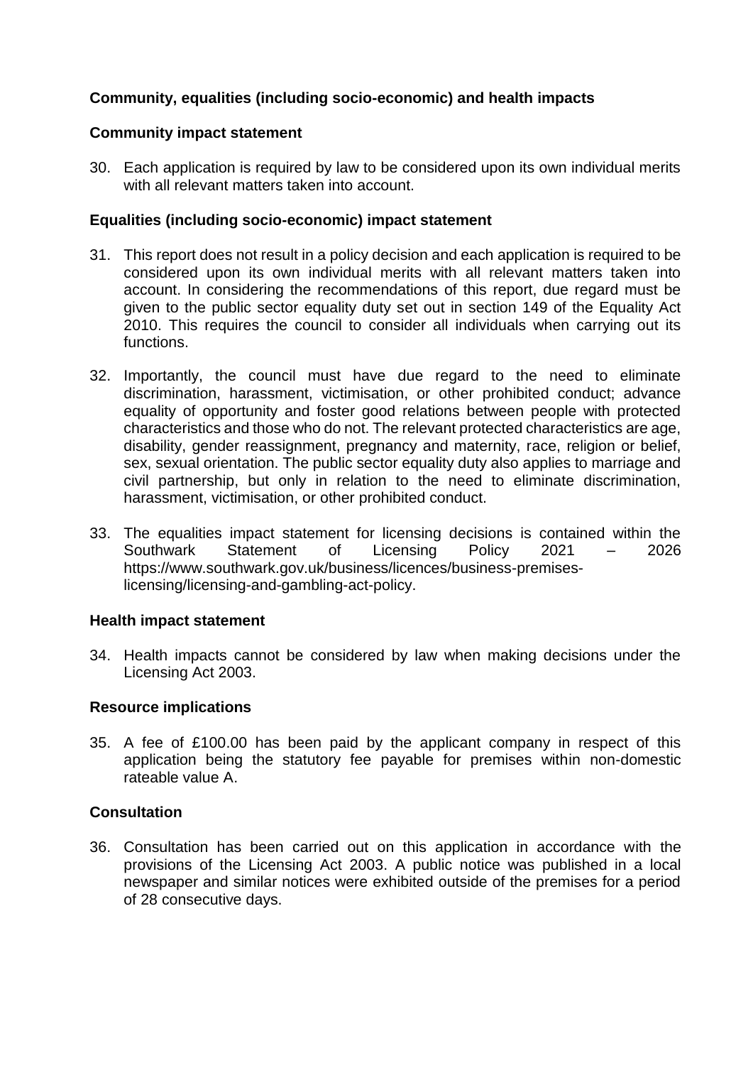**Community, equalities (including socio-economic) and health impacts**

**Community impact statement**

30. Each application is required by law to be considered upon its own individual merits with all relevant matters taken into account.

**Equalities (including socio-economic) impact statement**

31. This report does not result in a policy decision and each application is required to be considered upon its own individual merits with all relevant matters taken into account. In considering the recommendations of this report, due regard must be given to the public sector equality duty set out in section 149 of the Equality Act 2010. This requires the council to consider all individuals when carrying out its functions.

32. Importantly, the council must have due regard to the need to eliminate discrimination, harassment, victimisation, or other prohibited conduct; advance equality of opportunity and foster good relations between people with protected characteristics and those who do not. The relevant protected characteristics are age, disability, gender reassignment, pregnancy and maternity, race, religion or belief, sex, sexual orientation. The public sector equality duty also applies to marriage and civil partnership, but only in relation to the need to eliminate discrimination, harassment, victimisation, or other prohibited conduct.

33. The equalities impact statement for licensing decisions is contained within the Southwark Statement of Licensing Policy 2021 – 2026 https://www.southwark.gov.uk/business/licences/business-premises-licensing/licensing-and-gambling-act-policy.

**Health impact statement**

34. Health impacts cannot be considered by law when making decisions under the Licensing Act 2003.

**Resource implications**

35. A fee of £100.00 has been paid by the applicant company in respect of this application being the statutory fee payable for premises within non-domestic rateable value A.

**Consultation**

36. Consultation has been carried out on this application in accordance with the provisions of the Licensing Act 2003. A public notice was published in a local newspaper and similar notices were exhibited outside of the premises for a period of 28 consecutive days.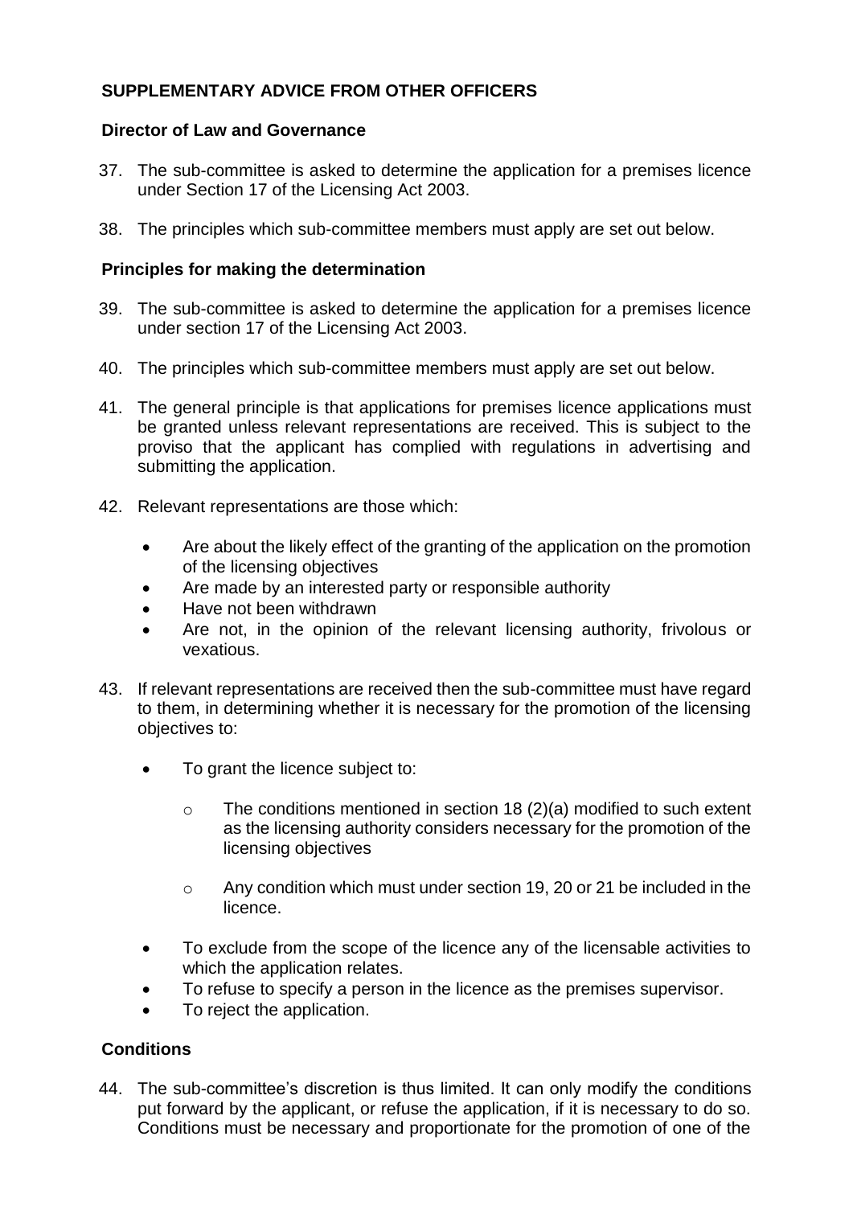## SUPPLEMENTARY ADVICE FROM OTHER OFFICERS

### Director of Law and Governance

37. The sub-committee is asked to determine the application for a premises licence under Section 17 of the Licensing Act 2003.

38. The principles which sub-committee members must apply are set out below.

### Principles for making the determination

39. The sub-committee is asked to determine the application for a premises licence under section 17 of the Licensing Act 2003.

40. The principles which sub-committee members must apply are set out below.

41. The general principle is that applications for premises licence applications must be granted unless relevant representations are received. This is subject to the proviso that the applicant has complied with regulations in advertising and submitting the application.

42. Relevant representations are those which:

    - Are about the likely effect of the granting of the application on the promotion of the licensing objectives
    - Are made by an interested party or responsible authority
    - Have not been withdrawn
    - Are not, in the opinion of the relevant licensing authority, frivolous or vexatious.

43. If relevant representations are received then the sub-committee must have regard to them, in determining whether it is necessary for the promotion of the licensing objectives to:

    - To grant the licence subject to:
        - The conditions mentioned in section 18 (2)(a) modified to such extent as the licensing authority considers necessary for the promotion of the licensing objectives
        - Any condition which must under section 19, 20 or 21 be included in the licence.
    - To exclude from the scope of the licence any of the licensable activities to which the application relates.
    - To refuse to specify a person in the licence as the premises supervisor.
    - To reject the application.

### Conditions

44. The sub-committee's discretion is thus limited. It can only modify the conditions put forward by the applicant, or refuse the application, if it is necessary to do so. Conditions must be necessary and proportionate for the promotion of one of the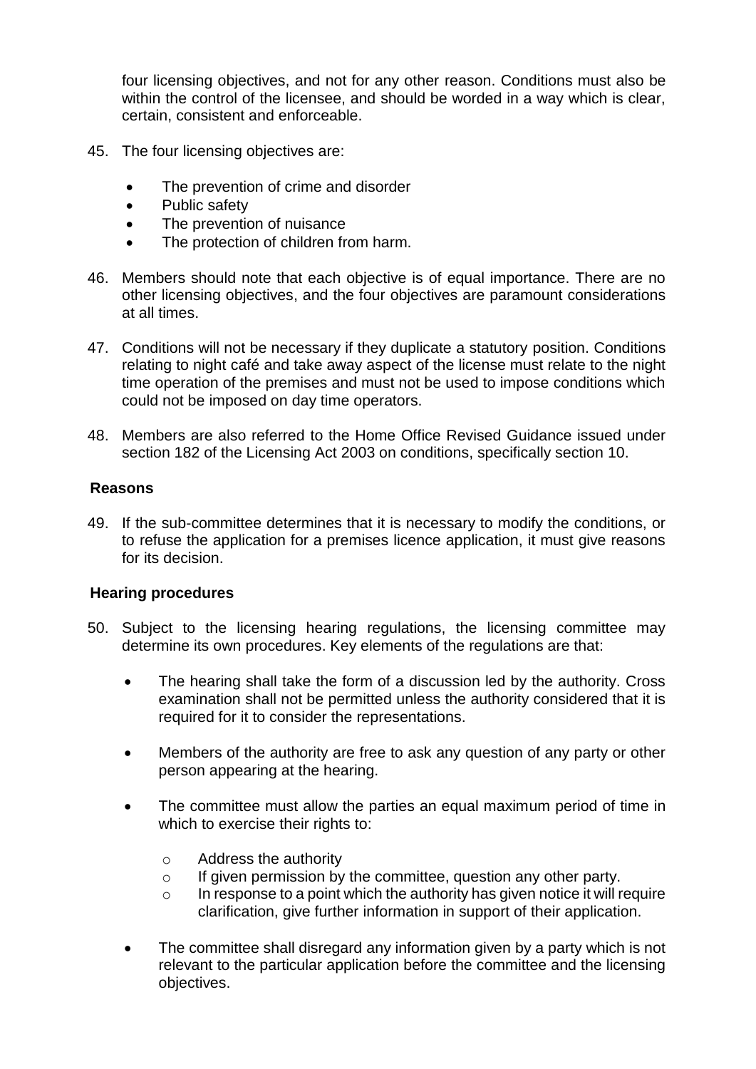four licensing objectives, and not for any other reason. Conditions must also be within the control of the licensee, and should be worded in a way which is clear, certain, consistent and enforceable.

45. The four licensing objectives are:

    - The prevention of crime and disorder
    - Public safety
    - The prevention of nuisance
    - The protection of children from harm.

46. Members should note that each objective is of equal importance. There are no other licensing objectives, and the four objectives are paramount considerations at all times.

47. Conditions will not be necessary if they duplicate a statutory position. Conditions relating to night café and take away aspect of the license must relate to the night time operation of the premises and must not be used to impose conditions which could not be imposed on day time operators.

48. Members are also referred to the Home Office Revised Guidance issued under section 182 of the Licensing Act 2003 on conditions, specifically section 10.

**Reasons**

49. If the sub-committee determines that it is necessary to modify the conditions, or to refuse the application for a premises licence application, it must give reasons for its decision.

**Hearing procedures**

50. Subject to the licensing hearing regulations, the licensing committee may determine its own procedures. Key elements of the regulations are that:

    - The hearing shall take the form of a discussion led by the authority. Cross examination shall not be permitted unless the authority considered that it is required for it to consider the representations.

    - Members of the authority are free to ask any question of any party or other person appearing at the hearing.

    - The committee must allow the parties an equal maximum period of time in which to exercise their rights to:

        - Address the authority
        - If given permission by the committee, question any other party.
        - In response to a point which the authority has given notice it will require clarification, give further information in support of their application.

    - The committee shall disregard any information given by a party which is not relevant to the particular application before the committee and the licensing objectives.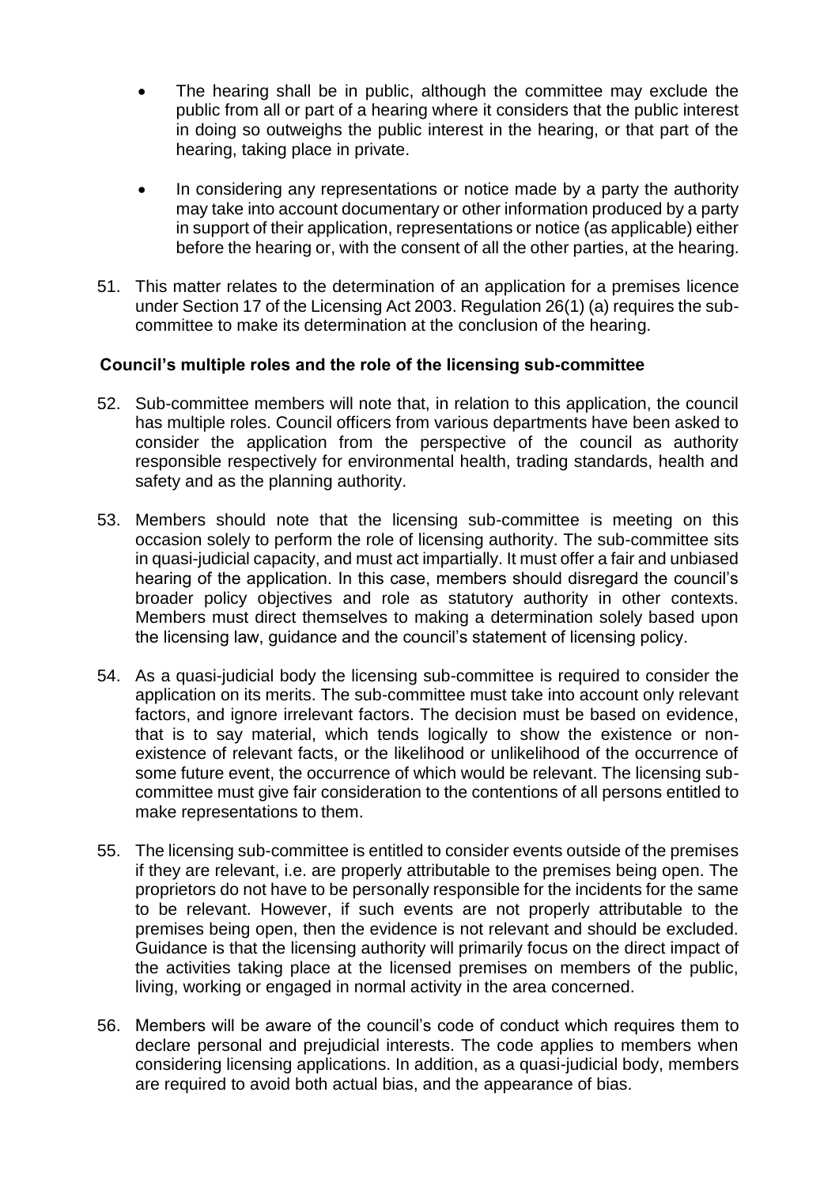- The hearing shall be in public, although the committee may exclude the public from all or part of a hearing where it considers that the public interest in doing so outweighs the public interest in the hearing, or that part of the hearing, taking place in private.

- In considering any representations or notice made by a party the authority may take into account documentary or other information produced by a party in support of their application, representations or notice (as applicable) either before the hearing or, with the consent of all the other parties, at the hearing.

51. This matter relates to the determination of an application for a premises licence under Section 17 of the Licensing Act 2003. Regulation 26(1) (a) requires the sub-committee to make its determination at the conclusion of the hearing.

### Council's multiple roles and the role of the licensing sub-committee

52. Sub-committee members will note that, in relation to this application, the council has multiple roles. Council officers from various departments have been asked to consider the application from the perspective of the council as authority responsible respectively for environmental health, trading standards, health and safety and as the planning authority.

53. Members should note that the licensing sub-committee is meeting on this occasion solely to perform the role of licensing authority. The sub-committee sits in quasi-judicial capacity, and must act impartially. It must offer a fair and unbiased hearing of the application. In this case, members should disregard the council's broader policy objectives and role as statutory authority in other contexts. Members must direct themselves to making a determination solely based upon the licensing law, guidance and the council's statement of licensing policy.

54. As a quasi-judicial body the licensing sub-committee is required to consider the application on its merits. The sub-committee must take into account only relevant factors, and ignore irrelevant factors. The decision must be based on evidence, that is to say material, which tends logically to show the existence or non-existence of relevant facts, or the likelihood or unlikelihood of the occurrence of some future event, the occurrence of which would be relevant. The licensing sub-committee must give fair consideration to the contentions of all persons entitled to make representations to them.

55. The licensing sub-committee is entitled to consider events outside of the premises if they are relevant, i.e. are properly attributable to the premises being open. The proprietors do not have to be personally responsible for the incidents for the same to be relevant. However, if such events are not properly attributable to the premises being open, then the evidence is not relevant and should be excluded. Guidance is that the licensing authority will primarily focus on the direct impact of the activities taking place at the licensed premises on members of the public, living, working or engaged in normal activity in the area concerned.

56. Members will be aware of the council's code of conduct which requires them to declare personal and prejudicial interests. The code applies to members when considering licensing applications. In addition, as a quasi-judicial body, members are required to avoid both actual bias, and the appearance of bias.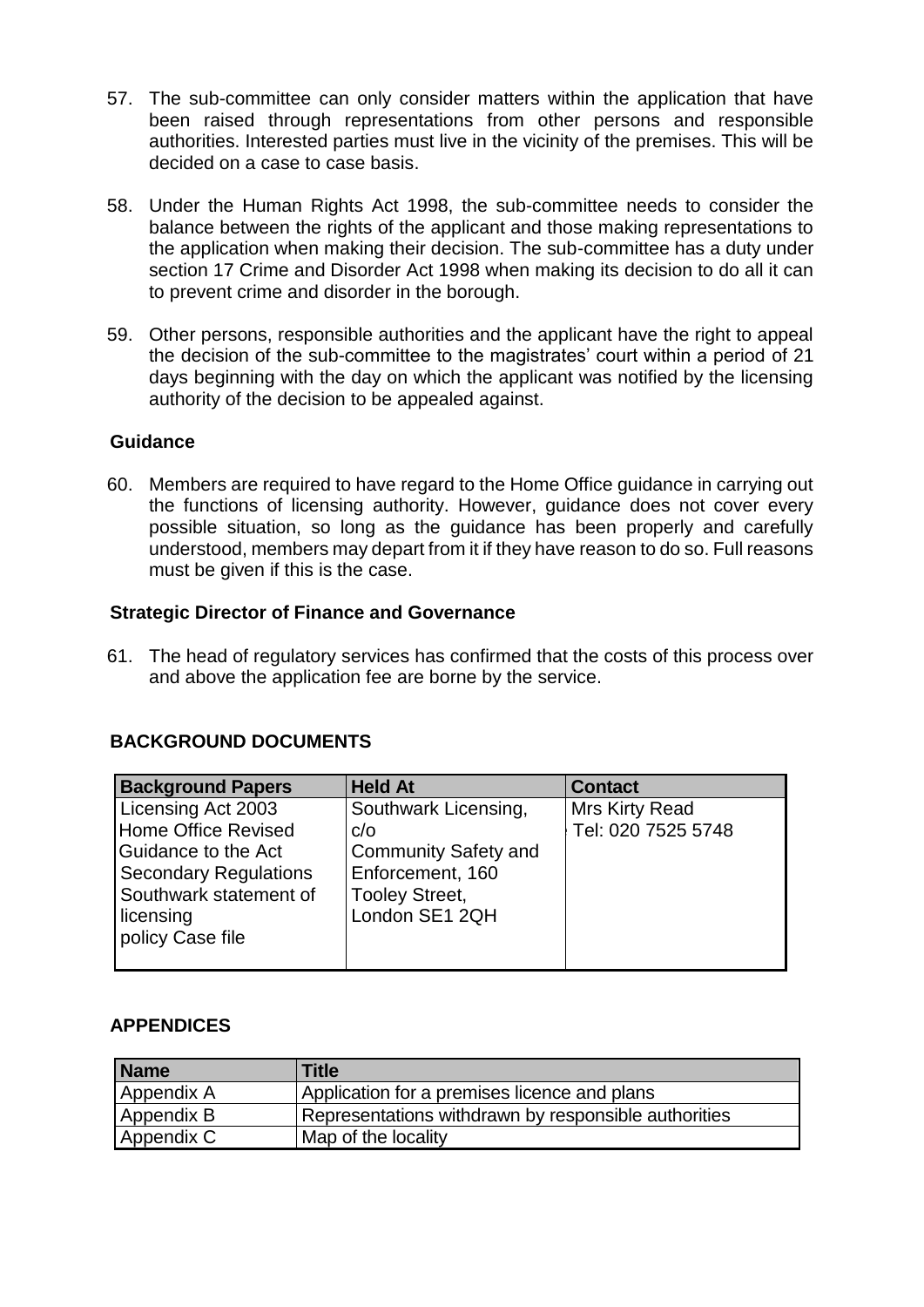57. The sub-committee can only consider matters within the application that have been raised through representations from other persons and responsible authorities. Interested parties must live in the vicinity of the premises. This will be decided on a case to case basis.

58. Under the Human Rights Act 1998, the sub-committee needs to consider the balance between the rights of the applicant and those making representations to the application when making their decision. The sub-committee has a duty under section 17 Crime and Disorder Act 1998 when making its decision to do all it can to prevent crime and disorder in the borough.

59. Other persons, responsible authorities and the applicant have the right to appeal the decision of the sub-committee to the magistrates' court within a period of 21 days beginning with the day on which the applicant was notified by the licensing authority of the decision to be appealed against.

**Guidance**

60. Members are required to have regard to the Home Office guidance in carrying out the functions of licensing authority. However, guidance does not cover every possible situation, so long as the guidance has been properly and carefully understood, members may depart from it if they have reason to do so. Full reasons must be given if this is the case.

**Strategic Director of Finance and Governance**

61. The head of regulatory services has confirmed that the costs of this process over and above the application fee are borne by the service.

## BACKGROUND DOCUMENTS

| Background Papers | Held At | Contact |
|---|---|---|
| Licensing Act 2003 Home Office Revised Guidance to the Act Secondary Regulations Southwark statement of licensing policy Case file | Southwark Licensing, c/o Community Safety and Enforcement, 160 Tooley Street, London SE1 2QH | Mrs Kirty Read Tel: 020 7525 5748 |

## APPENDICES

| Name | Title |
|---|---|
| Appendix A | Application for a premises licence and plans |
| Appendix B | Representations withdrawn by responsible authorities |
| Appendix C | Map of the locality |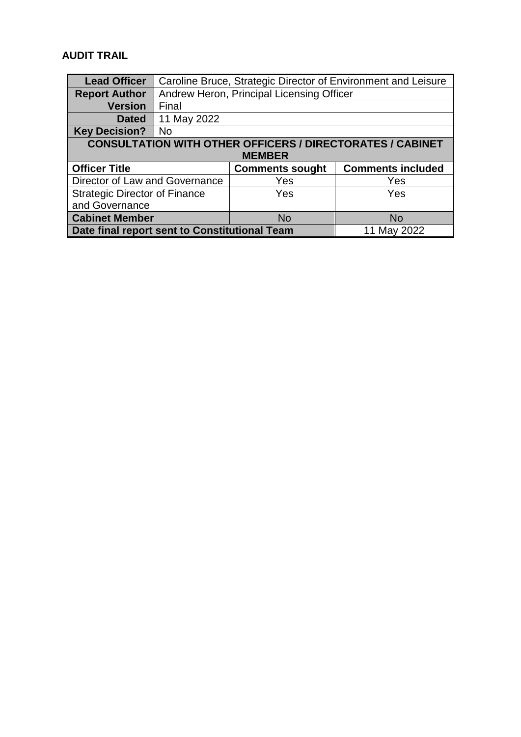**AUDIT TRAIL**

| | | | |
|---|---|---|---|
| **Lead Officer** | Caroline Bruce, Strategic Director of Environment and Leisure | | |
| **Report Author** | Andrew Heron, Principal Licensing Officer | | |
| **Version** | Final | | |
| **Dated** | 11 May 2022 | | |
| **Key Decision?** | No | | |
| **CONSULTATION WITH OTHER OFFICERS / DIRECTORATES / CABINET MEMBER** | | | |
| **Officer Title** | | **Comments sought** | **Comments included** |
| Director of Law and Governance | | Yes | Yes |
| Strategic Director of Finance and Governance | | Yes | Yes |
| **Cabinet Member** | | No | No |
| **Date final report sent to Constitutional Team** | | | 11 May 2022 |